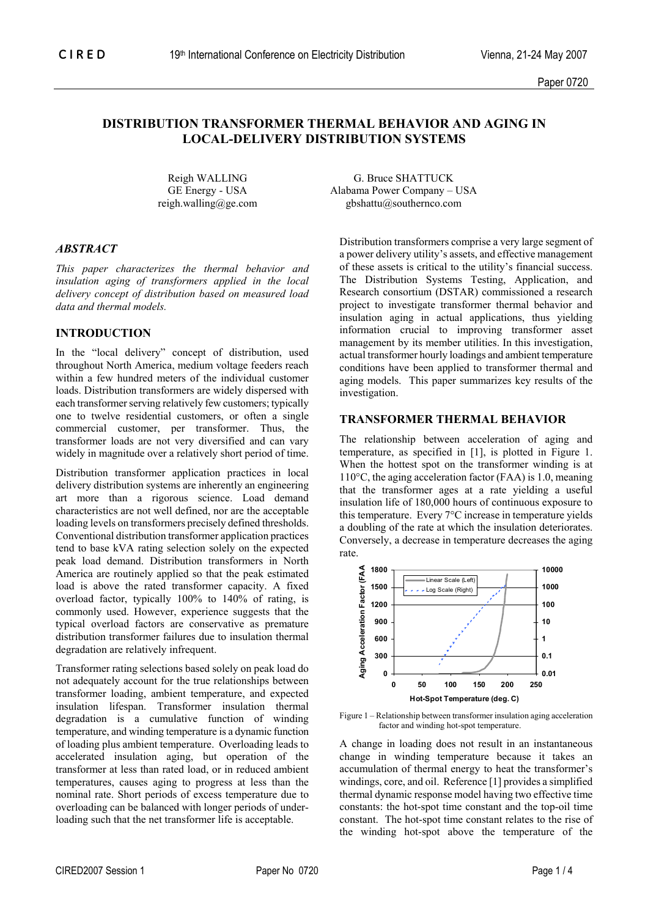# DISTRIBUTION TRANSFORMER THERMAL BEHAVIOR AND AGING IN LOCAL-DELIVERY DISTRIBUTION SYSTEMS

Reigh WALLING
GE Energy - USA
reigh.walling@ge.com

G. Bruce SHATTUCK
Alabama Power Company – USA
gbshattu@southernco.com

## ABSTRACT

*This paper characterizes the thermal behavior and insulation aging of transformers applied in the local delivery concept of distribution based on measured load data and thermal models.*

## INTRODUCTION

In the "local delivery" concept of distribution, used throughout North America, medium voltage feeders reach within a few hundred meters of the individual customer loads. Distribution transformers are widely dispersed with each transformer serving relatively few customers; typically one to twelve residential customers, or often a single commercial customer, per transformer. Thus, the transformer loads are not very diversified and can vary widely in magnitude over a relatively short period of time.

Distribution transformer application practices in local delivery distribution systems are inherently an engineering art more than a rigorous science. Load demand characteristics are not well defined, nor are the acceptable loading levels on transformers precisely defined thresholds. Conventional distribution transformer application practices tend to base kVA rating selection solely on the expected peak load demand. Distribution transformers in North America are routinely applied so that the peak estimated load is above the rated transformer capacity. A fixed overload factor, typically 100% to 140% of rating, is commonly used. However, experience suggests that the typical overload factors are conservative as premature distribution transformer failures due to insulation thermal degradation are relatively infrequent.

Transformer rating selections based solely on peak load do not adequately account for the true relationships between transformer loading, ambient temperature, and expected insulation lifespan. Transformer insulation thermal degradation is a cumulative function of winding temperature, and winding temperature is a dynamic function of loading plus ambient temperature. Overloading leads to accelerated insulation aging, but operation of the transformer at less than rated load, or in reduced ambient temperatures, causes aging to progress at less than the nominal rate. Short periods of excess temperature due to overloading can be balanced with longer periods of under-loading such that the net transformer life is acceptable.

Distribution transformers comprise a very large segment of a power delivery utility's assets, and effective management of these assets is critical to the utility's financial success. The Distribution Systems Testing, Application, and Research consortium (DSTAR) commissioned a research project to investigate transformer thermal behavior and insulation aging in actual applications, thus yielding information crucial to improving transformer asset management by its member utilities. In this investigation, actual transformer hourly loadings and ambient temperature conditions have been applied to transformer thermal and aging models. This paper summarizes key results of the investigation.

## TRANSFORMER THERMAL BEHAVIOR

The relationship between acceleration of aging and temperature, as specified in [1], is plotted in Figure 1. When the hottest spot on the transformer winding is at 110°C, the aging acceleration factor (FAA) is 1.0, meaning that the transformer ages at a rate yielding a useful insulation life of 180,000 hours of continuous exposure to this temperature. Every 7°C increase in temperature yields a doubling of the rate at which the insulation deteriorates. Conversely, a decrease in temperature decreases the aging rate.

Figure 1 – Relationship between transformer insulation aging acceleration factor and winding hot-spot temperature.

A change in loading does not result in an instantaneous change in winding temperature because it takes an accumulation of thermal energy to heat the transformer's windings, core, and oil. Reference [1] provides a simplified thermal dynamic response model having two effective time constants: the hot-spot time constant and the top-oil time constant. The hot-spot time constant relates to the rise of the winding hot-spot above the temperature of the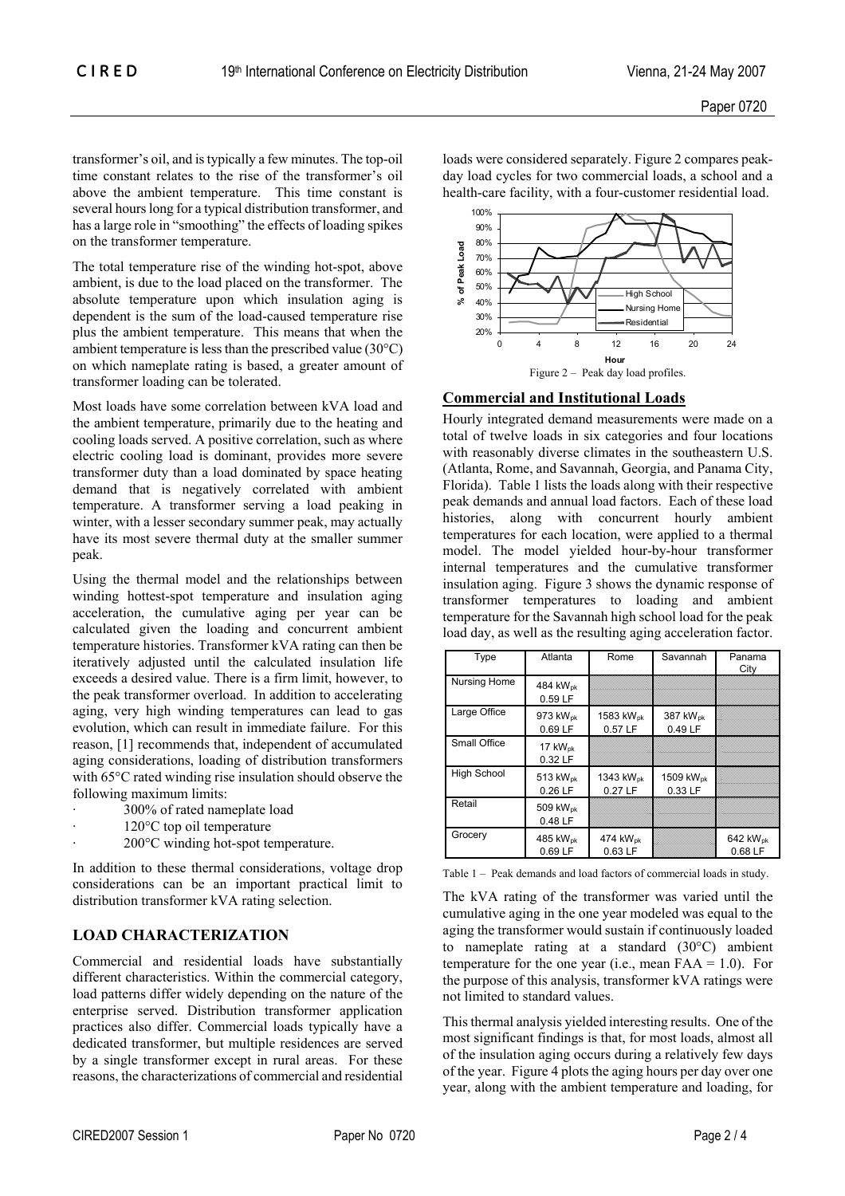transformer's oil, and is typically a few minutes. The top-oil time constant relates to the rise of the transformer's oil above the ambient temperature. This time constant is several hours long for a typical distribution transformer, and has a large role in "smoothing" the effects of loading spikes on the transformer temperature.

The total temperature rise of the winding hot-spot, above ambient, is due to the load placed on the transformer. The absolute temperature upon which insulation aging is dependent is the sum of the load-caused temperature rise plus the ambient temperature. This means that when the ambient temperature is less than the prescribed value (30°C) on which nameplate rating is based, a greater amount of transformer loading can be tolerated.

Most loads have some correlation between kVA load and the ambient temperature, primarily due to the heating and cooling loads served. A positive correlation, such as where electric cooling load is dominant, provides more severe transformer duty than a load dominated by space heating demand that is negatively correlated with ambient temperature. A transformer serving a load peaking in winter, with a lesser secondary summer peak, may actually have its most severe thermal duty at the smaller summer peak.

Using the thermal model and the relationships between winding hottest-spot temperature and insulation aging acceleration, the cumulative aging per year can be calculated given the loading and concurrent ambient temperature histories. Transformer kVA rating can then be iteratively adjusted until the calculated insulation life exceeds a desired value. There is a firm limit, however, to the peak transformer overload. In addition to accelerating aging, very high winding temperatures can lead to gas evolution, which can result in immediate failure. For this reason, [1] recommends that, independent of accumulated aging considerations, loading of distribution transformers with 65°C rated winding rise insulation should observe the following maximum limits:

- 300% of rated nameplate load
- 120°C top oil temperature
- 200°C winding hot-spot temperature.

In addition to these thermal considerations, voltage drop considerations can be an important practical limit to distribution transformer kVA rating selection.

## LOAD CHARACTERIZATION

Commercial and residential loads have substantially different characteristics. Within the commercial category, load patterns differ widely depending on the nature of the enterprise served. Distribution transformer application practices also differ. Commercial loads typically have a dedicated transformer, but multiple residences are served by a single transformer except in rural areas. For these reasons, the characterizations of commercial and residential loads were considered separately. Figure 2 compares peak-day load cycles for two commercial loads, a school and a health-care facility, with a four-customer residential load.

Figure 2 – Peak day load profiles.

### Commercial and Institutional Loads

Hourly integrated demand measurements were made on a total of twelve loads in six categories and four locations with reasonably diverse climates in the southeastern U.S. (Atlanta, Rome, and Savannah, Georgia, and Panama City, Florida). Table 1 lists the loads along with their respective peak demands and annual load factors. Each of these load histories, along with concurrent hourly ambient temperatures for each location, were applied to a thermal model. The model yielded hour-by-hour transformer internal temperatures and the cumulative transformer insulation aging. Figure 3 shows the dynamic response of transformer temperatures to loading and ambient temperature for the Savannah high school load for the peak load day, as well as the resulting aging acceleration factor.

| Type | Atlanta | Rome | Savannah | Panama City |
|---|---|---|---|---|
| Nursing Home | 484 $kW_{pk}$ 0.59 LF | | | |
| Large Office | 973 $kW_{pk}$ 0.69 LF | 1583 $kW_{pk}$ 0.57 LF | 387 $kW_{pk}$ 0.49 LF | |
| Small Office | 17 $kW_{pk}$ 0.32 LF | | | |
| High School | 513 $kW_{pk}$ 0.26 LF | 1343 $kW_{pk}$ 0.27 LF | 1509 $kW_{pk}$ 0.33 LF | |
| Retail | 509 $kW_{pk}$ 0.48 LF | | | |
| Grocery | 485 $kW_{pk}$ 0.69 LF | 474 $kW_{pk}$ 0.63 LF | | 642 $kW_{pk}$ 0.68 LF |

Table 1 – Peak demands and load factors of commercial loads in study.

The kVA rating of the transformer was varied until the cumulative aging in the one year modeled was equal to the aging the transformer would sustain if continuously loaded to nameplate rating at a standard (30°C) ambient temperature for the one year (i.e., mean FAA = 1.0). For the purpose of this analysis, transformer kVA ratings were not limited to standard values.

This thermal analysis yielded interesting results. One of the most significant findings is that, for most loads, almost all of the insulation aging occurs during a relatively few days of the year. Figure 4 plots the aging hours per day over one year, along with the ambient temperature and loading, for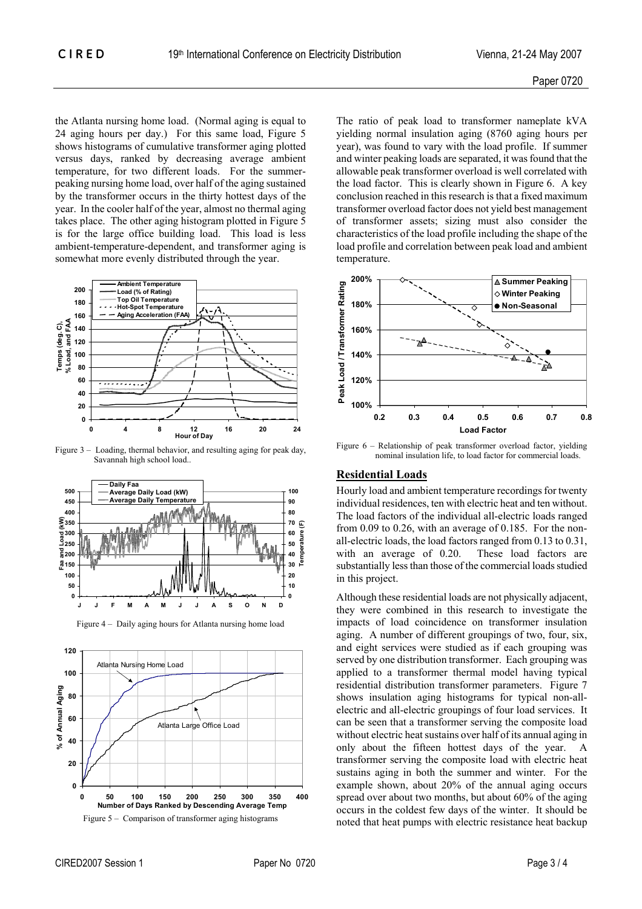the Atlanta nursing home load. (Normal aging is equal to 24 aging hours per day.) For this same load, Figure 5 shows histograms of cumulative transformer aging plotted versus days, ranked by decreasing average ambient temperature, for two different loads. For the summer-peaking nursing home load, over half of the aging sustained by the transformer occurs in the thirty hottest days of the year. In the cooler half of the year, almost no thermal aging takes place. The other aging histogram plotted in Figure 5 is for the large office building load. This load is less ambient-temperature-dependent, and transformer aging is somewhat more evenly distributed through the year.

Figure 3 – Loading, thermal behavior, and resulting aging for peak day, Savannah high school load..

Figure 4 – Daily aging hours for Atlanta nursing home load

Figure 5 – Comparison of transformer aging histograms

The ratio of peak load to transformer nameplate kVA yielding normal insulation aging (8760 aging hours per year), was found to vary with the load profile. If summer and winter peaking loads are separated, it was found that the allowable peak transformer overload is well correlated with the load factor. This is clearly shown in Figure 6. A key conclusion reached in this research is that a fixed maximum transformer overload factor does not yield best management of transformer assets; sizing must also consider the characteristics of the load profile including the shape of the load profile and correlation between peak load and ambient temperature.

Figure 6 – Relationship of peak transformer overload factor, yielding nominal insulation life, to load factor for commercial loads.

## Residential Loads

Hourly load and ambient temperature recordings for twenty individual residences, ten with electric heat and ten without. The load factors of the individual all-electric loads ranged from 0.09 to 0.26, with an average of 0.185. For the non-all-electric loads, the load factors ranged from 0.13 to 0.31, with an average of 0.20. These load factors are substantially less than those of the commercial loads studied in this project.

Although these residential loads are not physically adjacent, they were combined in this research to investigate the impacts of load coincidence on transformer insulation aging. A number of different groupings of two, four, six, and eight services were studied as if each grouping was served by one distribution transformer. Each grouping was applied to a transformer thermal model having typical residential distribution transformer parameters. Figure 7 shows insulation aging histograms for typical non-all-electric and all-electric groupings of four load services. It can be seen that a transformer serving the composite load without electric heat sustains over half of its annual aging in only about the fifteen hottest days of the year. A transformer serving the composite load with electric heat sustains aging in both the summer and winter. For the example shown, about 20% of the annual aging occurs spread over about two months, but about 60% of the aging occurs in the coldest few days of the winter. It should be noted that heat pumps with electric resistance heat backup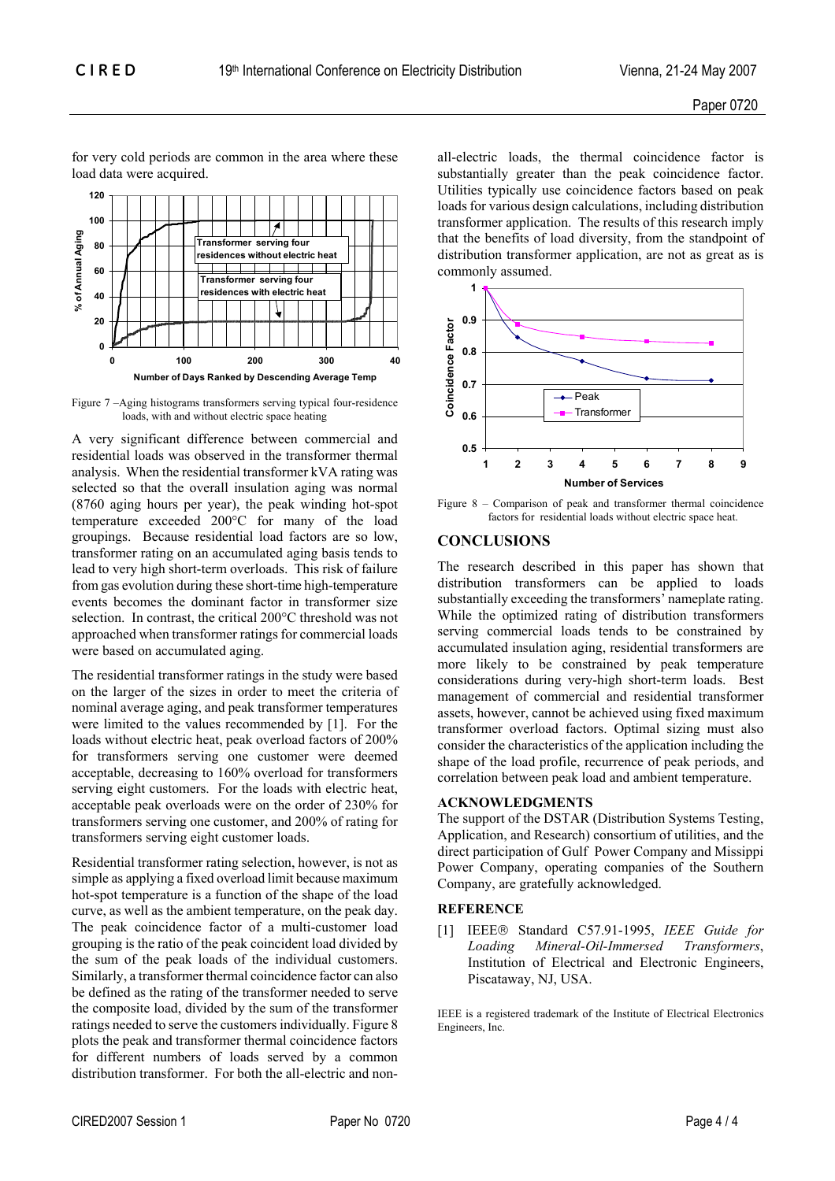for very cold periods are common in the area where these load data were acquired.

120
100
80
60
40
20
0
% of Annual Aging
0
100
200
300
40
Number of Days Ranked by Descending Average Temp
Transformer serving four residences without electric heat
Transformer serving four residences with electric heat

Figure 7 –Aging histograms transformers serving typical four-residence loads, with and without electric space heating

A very significant difference between commercial and residential loads was observed in the transformer thermal analysis. When the residential transformer kVA rating was selected so that the overall insulation aging was normal (8760 aging hours per year), the peak winding hot-spot temperature exceeded 200°C for many of the load groupings. Because residential load factors are so low, transformer rating on an accumulated aging basis tends to lead to very high short-term overloads. This risk of failure from gas evolution during these short-time high-temperature events becomes the dominant factor in transformer size selection. In contrast, the critical 200°C threshold was not approached when transformer ratings for commercial loads were based on accumulated aging.

The residential transformer ratings in the study were based on the larger of the sizes in order to meet the criteria of nominal average aging, and peak transformer temperatures were limited to the values recommended by [1]. For the loads without electric heat, peak overload factors of 200% for transformers serving one customer were deemed acceptable, decreasing to 160% overload for transformers serving eight customers. For the loads with electric heat, acceptable peak overloads were on the order of 230% for transformers serving one customer, and 200% of rating for transformers serving eight customer loads.

Residential transformer rating selection, however, is not as simple as applying a fixed overload limit because maximum hot-spot temperature is a function of the shape of the load curve, as well as the ambient temperature, on the peak day. The peak coincidence factor of a multi-customer load grouping is the ratio of the peak coincident load divided by the sum of the peak loads of the individual customers. Similarly, a transformer thermal coincidence factor can also be defined as the rating of the transformer needed to serve the composite load, divided by the sum of the transformer ratings needed to serve the customers individually. Figure 8 plots the peak and transformer thermal coincidence factors for different numbers of loads served by a common distribution transformer. For both the all-electric and non-all-electric loads, the thermal coincidence factor is substantially greater than the peak coincidence factor. Utilities typically use coincidence factors based on peak loads for various design calculations, including distribution transformer application. The results of this research imply that the benefits of load diversity, from the standpoint of distribution transformer application, are not as great as is commonly assumed.

1
0.9
0.8
0.7
0.6
0.5
Coincidence Factor
1
2
3
4
5
6
7
8
9
Number of Services
Peak
Transformer

Figure 8 – Comparison of peak and transformer thermal coincidence factors for residential loads without electric space heat.

## CONCLUSIONS

The research described in this paper has shown that distribution transformers can be applied to loads substantially exceeding the transformers' nameplate rating. While the optimized rating of distribution transformers serving commercial loads tends to be constrained by accumulated insulation aging, residential transformers are more likely to be constrained by peak temperature considerations during very-high short-term loads. Best management of commercial and residential transformer assets, however, cannot be achieved using fixed maximum transformer overload factors. Optimal sizing must also consider the characteristics of the application including the shape of the load profile, recurrence of peak periods, and correlation between peak load and ambient temperature.

### ACKNOWLEDGMENTS

The support of the DSTAR (Distribution Systems Testing, Application, and Research) consortium of utilities, and the direct participation of Gulf Power Company and Missippi Power Company, operating companies of the Southern Company, are gratefully acknowledged.

### REFERENCE

[1] IEEE® Standard C57.91-1995, *IEEE Guide for Loading Mineral-Oil-Immersed Transformers*, Institution of Electrical and Electronic Engineers, Piscataway, NJ, USA.

IEEE is a registered trademark of the Institute of Electrical Electronics Engineers, Inc.